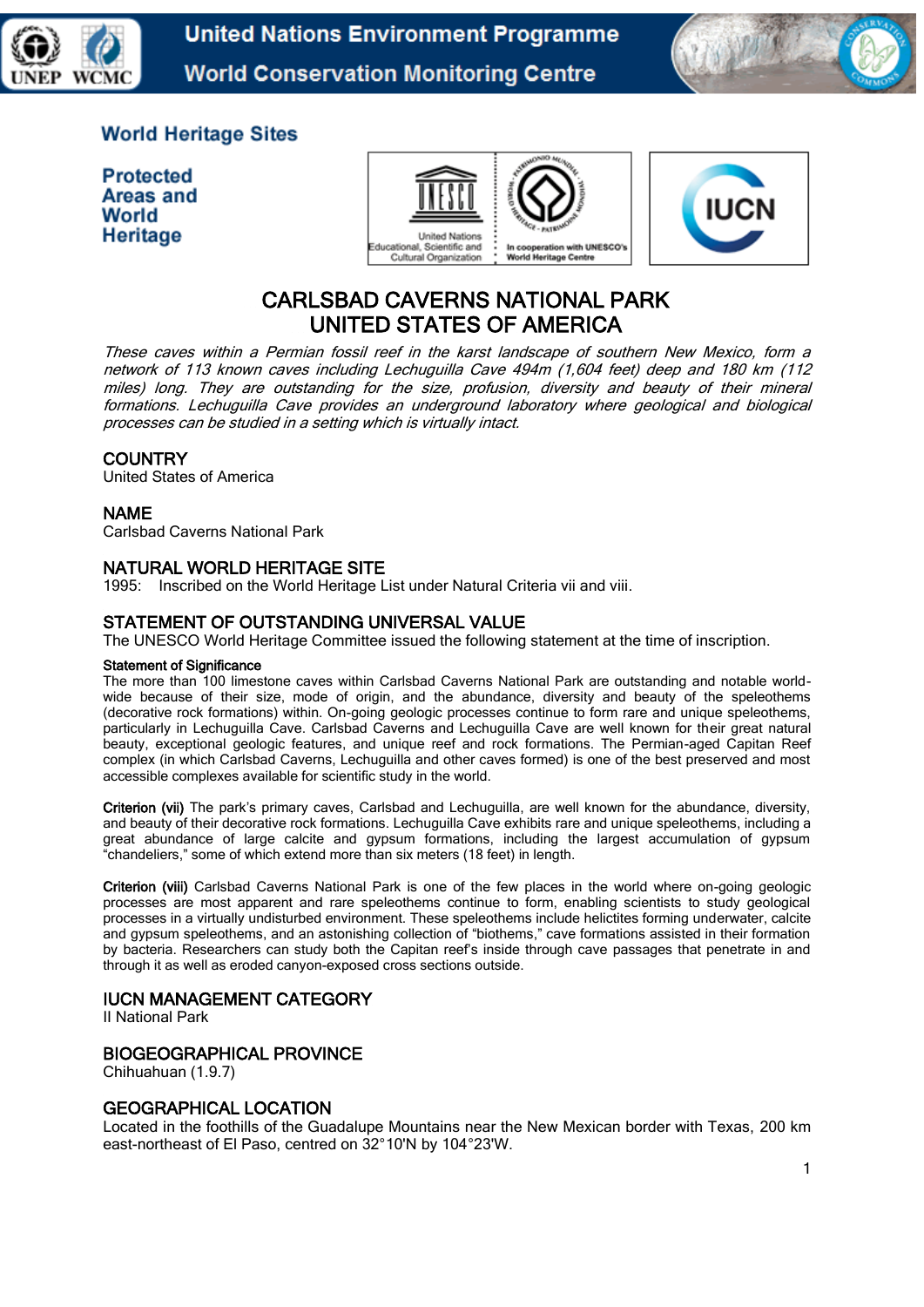World Heritage Sites

Protected Areas and World Heritage

# CARLSBAD CAVERNS NATIONAL PARK
# UNITED STATES OF AMERICA

*These caves within a Permian fossil reef in the karst landscape of southern New Mexico, form a network of 113 known caves including Lechuguilla Cave 494m (1,604 feet) deep and 180 km (112 miles) long. They are outstanding for the size, profusion, diversity and beauty of their mineral formations. Lechuguilla Cave provides an underground laboratory where geological and biological processes can be studied in a setting which is virtually intact.*

## COUNTRY
United States of America

## NAME
Carlsbad Caverns National Park

## NATURAL WORLD HERITAGE SITE
1995: Inscribed on the World Heritage List under Natural Criteria vii and viii.

## STATEMENT OF OUTSTANDING UNIVERSAL VALUE
The UNESCO World Heritage Committee issued the following statement at the time of inscription.

**Statement of Significance**

The more than 100 limestone caves within Carlsbad Caverns National Park are outstanding and notable world-wide because of their size, mode of origin, and the abundance, diversity and beauty of the speleothems (decorative rock formations) within. On-going geologic processes continue to form rare and unique speleothems, particularly in Lechuguilla Cave. Carlsbad Caverns and Lechuguilla Cave are well known for their great natural beauty, exceptional geologic features, and unique reef and rock formations. The Permian-aged Capitan Reef complex (in which Carlsbad Caverns, Lechuguilla and other caves formed) is one of the best preserved and most accessible complexes available for scientific study in the world.

**Criterion (vii)** The park's primary caves, Carlsbad and Lechuguilla, are well known for the abundance, diversity, and beauty of their decorative rock formations. Lechuguilla Cave exhibits rare and unique speleothems, including a great abundance of large calcite and gypsum formations, including the largest accumulation of gypsum "chandeliers," some of which extend more than six meters (18 feet) in length.

**Criterion (viii)** Carlsbad Caverns National Park is one of the few places in the world where on-going geologic processes are most apparent and rare speleothems continue to form, enabling scientists to study geological processes in a virtually undisturbed environment. These speleothems include helictites forming underwater, calcite and gypsum speleothems, and an astonishing collection of "biothems," cave formations assisted in their formation by bacteria. Researchers can study both the Capitan reef's inside through cave passages that penetrate in and through it as well as eroded canyon-exposed cross sections outside.

## IUCN MANAGEMENT CATEGORY
II National Park

## BIOGEOGRAPHICAL PROVINCE
Chihuahuan (1.9.7)

## GEOGRAPHICAL LOCATION
Located in the foothills of the Guadalupe Mountains near the New Mexican border with Texas, 200 km east-northeast of El Paso, centred on 32°10'N by 104°23'W.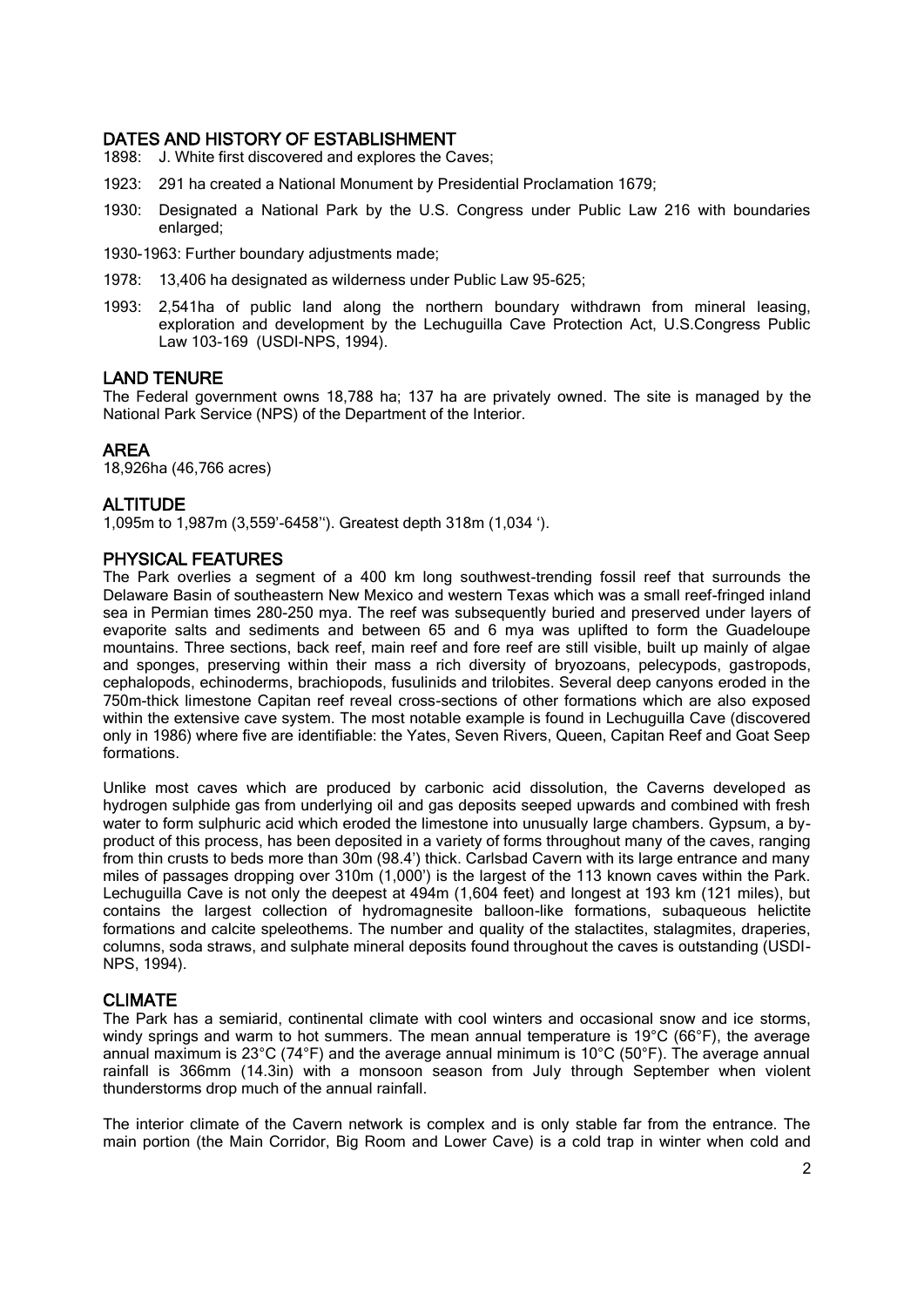## DATES AND HISTORY OF ESTABLISHMENT

1898: J. White first discovered and explores the Caves;

1923: 291 ha created a National Monument by Presidential Proclamation 1679;

1930: Designated a National Park by the U.S. Congress under Public Law 216 with boundaries enlarged;

1930-1963: Further boundary adjustments made;

1978: 13,406 ha designated as wilderness under Public Law 95-625;

1993: 2,541ha of public land along the northern boundary withdrawn from mineral leasing, exploration and development by the Lechuguilla Cave Protection Act, U.S.Congress Public Law 103-169 (USDI-NPS, 1994).

## LAND TENURE

The Federal government owns 18,788 ha; 137 ha are privately owned. The site is managed by the National Park Service (NPS) of the Department of the Interior.

## AREA

18,926ha (46,766 acres)

## ALTITUDE

1,095m to 1,987m (3,559'-6458''). Greatest depth 318m (1,034 ').

## PHYSICAL FEATURES

The Park overlies a segment of a 400 km long southwest-trending fossil reef that surrounds the Delaware Basin of southeastern New Mexico and western Texas which was a small reef-fringed inland sea in Permian times 280-250 mya. The reef was subsequently buried and preserved under layers of evaporite salts and sediments and between 65 and 6 mya was uplifted to form the Guadeloupe mountains. Three sections, back reef, main reef and fore reef are still visible, built up mainly of algae and sponges, preserving within their mass a rich diversity of bryozoans, pelecypods, gastropods, cephalopods, echinoderms, brachiopods, fusulinids and trilobites. Several deep canyons eroded in the 750m-thick limestone Capitan reef reveal cross-sections of other formations which are also exposed within the extensive cave system. The most notable example is found in Lechuguilla Cave (discovered only in 1986) where five are identifiable: the Yates, Seven Rivers, Queen, Capitan Reef and Goat Seep formations.

Unlike most caves which are produced by carbonic acid dissolution, the Caverns developed as hydrogen sulphide gas from underlying oil and gas deposits seeped upwards and combined with fresh water to form sulphuric acid which eroded the limestone into unusually large chambers. Gypsum, a by-product of this process, has been deposited in a variety of forms throughout many of the caves, ranging from thin crusts to beds more than 30m (98.4') thick. Carlsbad Cavern with its large entrance and many miles of passages dropping over 310m (1,000') is the largest of the 113 known caves within the Park. Lechuguilla Cave is not only the deepest at 494m (1,604 feet) and longest at 193 km (121 miles), but contains the largest collection of hydromagnesite balloon-like formations, subaqueous helictite formations and calcite speleothems. The number and quality of the stalactites, stalagmites, draperies, columns, soda straws, and sulphate mineral deposits found throughout the caves is outstanding (USDI-NPS, 1994).

## CLIMATE

The Park has a semiarid, continental climate with cool winters and occasional snow and ice storms, windy springs and warm to hot summers. The mean annual temperature is 19°C (66°F), the average annual maximum is 23°C (74°F) and the average annual minimum is 10°C (50°F). The average annual rainfall is 366mm (14.3in) with a monsoon season from July through September when violent thunderstorms drop much of the annual rainfall.

The interior climate of the Cavern network is complex and is only stable far from the entrance. The main portion (the Main Corridor, Big Room and Lower Cave) is a cold trap in winter when cold and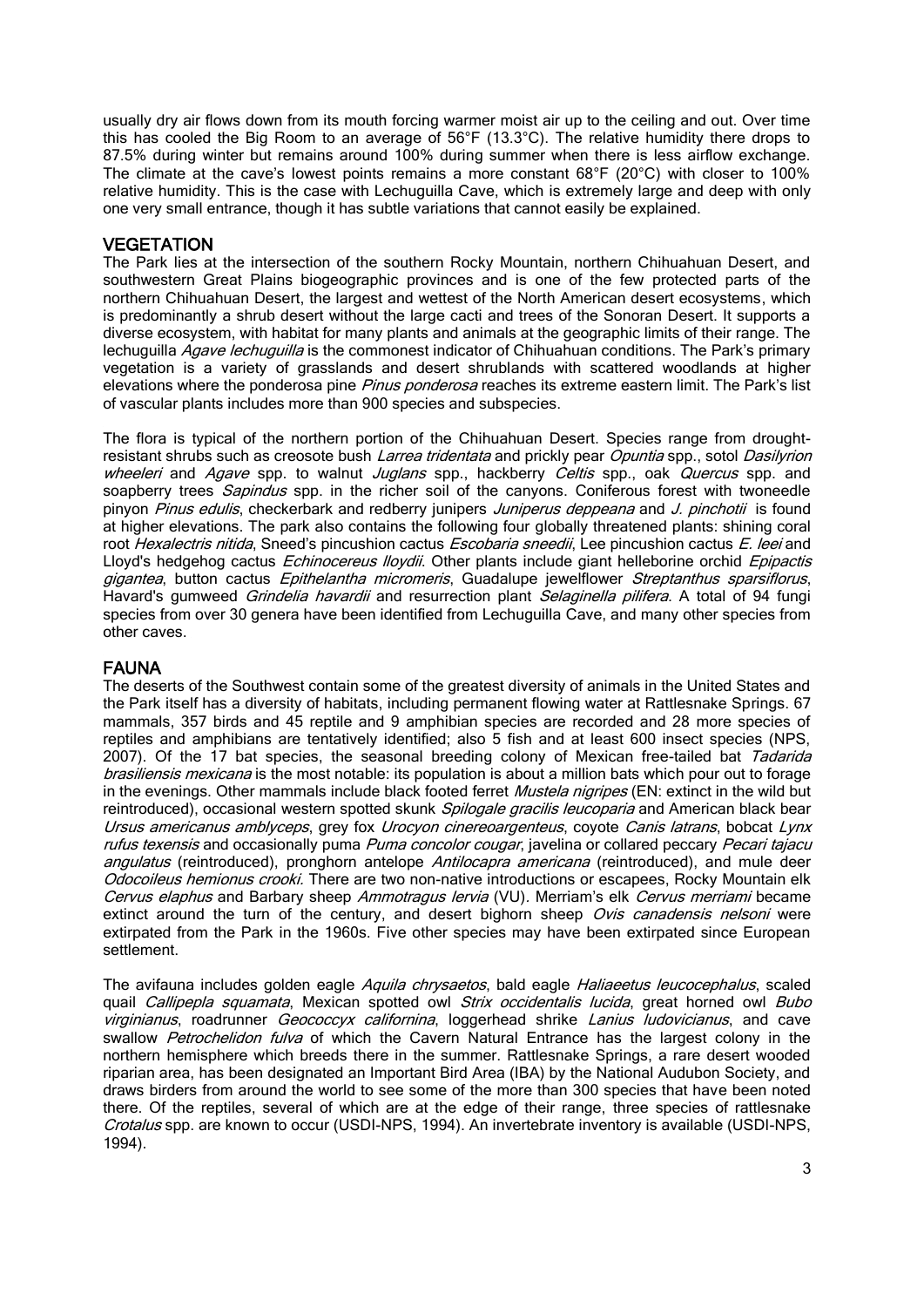usually dry air flows down from its mouth forcing warmer moist air up to the ceiling and out. Over time this has cooled the Big Room to an average of 56°F (13.3°C). The relative humidity there drops to 87.5% during winter but remains around 100% during summer when there is less airflow exchange. The climate at the cave's lowest points remains a more constant 68°F (20°C) with closer to 100% relative humidity. This is the case with Lechuguilla Cave, which is extremely large and deep with only one very small entrance, though it has subtle variations that cannot easily be explained.

## VEGETATION

The Park lies at the intersection of the southern Rocky Mountain, northern Chihuahuan Desert, and southwestern Great Plains biogeographic provinces and is one of the few protected parts of the northern Chihuahuan Desert, the largest and wettest of the North American desert ecosystems, which is predominantly a shrub desert without the large cacti and trees of the Sonoran Desert. It supports a diverse ecosystem, with habitat for many plants and animals at the geographic limits of their range. The lechuguilla *Agave lechuguilla* is the commonest indicator of Chihuahuan conditions. The Park's primary vegetation is a variety of grasslands and desert shrublands with scattered woodlands at higher elevations where the ponderosa pine *Pinus ponderosa* reaches its extreme eastern limit. The Park's list of vascular plants includes more than 900 species and subspecies.

The flora is typical of the northern portion of the Chihuahuan Desert. Species range from drought-resistant shrubs such as creosote bush *Larrea tridentata* and prickly pear *Opuntia* spp., sotol *Dasilyrion wheeleri* and *Agave* spp. to walnut *Juglans* spp., hackberry *Celtis* spp., oak *Quercus* spp. and soapberry trees *Sapindus* spp. in the richer soil of the canyons. Coniferous forest with twoneedle pinyon *Pinus edulis*, checkerbark and redberry junipers *Juniperus deppeana* and *J. pinchotii* is found at higher elevations. The park also contains the following four globally threatened plants: shining coral root *Hexalectris nitida*, Sneed's pincushion cactus *Escobaria sneedii*, Lee pincushion cactus *E. leei* and Lloyd's hedgehog cactus *Echinocereus lloydii*. Other plants include giant helleborine orchid *Epipactis gigantea*, button cactus *Epithelantha micromeris*, Guadalupe jewelflower *Streptanthus sparsiflorus*, Havard's gumweed *Grindelia havardii* and resurrection plant *Selaginella pilifera*. A total of 94 fungi species from over 30 genera have been identified from Lechuguilla Cave, and many other species from other caves.

## FAUNA

The deserts of the Southwest contain some of the greatest diversity of animals in the United States and the Park itself has a diversity of habitats, including permanent flowing water at Rattlesnake Springs. 67 mammals, 357 birds and 45 reptile and 9 amphibian species are recorded and 28 more species of reptiles and amphibians are tentatively identified; also 5 fish and at least 600 insect species (NPS, 2007). Of the 17 bat species, the seasonal breeding colony of Mexican free-tailed bat *Tadarida brasiliensis mexicana* is the most notable: its population is about a million bats which pour out to forage in the evenings. Other mammals include black footed ferret *Mustela nigripes* (EN: extinct in the wild but reintroduced), occasional western spotted skunk *Spilogale gracilis leucoparia* and American black bear *Ursus americanus amblyceps*, grey fox *Urocyon cinereoargenteus*, coyote *Canis latrans*, bobcat *Lynx rufus texensis* and occasionally puma *Puma concolor cougar*, javelina or collared peccary *Pecari tajacu angulatus* (reintroduced), pronghorn antelope *Antilocapra americana* (reintroduced), and mule deer *Odocoileus hemionus crooki*. There are two non-native introductions or escapees, Rocky Mountain elk *Cervus elaphus* and Barbary sheep *Ammotragus lervia* (VU). Merriam's elk *Cervus merriami* became extinct around the turn of the century, and desert bighorn sheep *Ovis canadensis nelsoni* were extirpated from the Park in the 1960s. Five other species may have been extirpated since European settlement.

The avifauna includes golden eagle *Aquila chrysaetos*, bald eagle *Haliaeetus leucocephalus*, scaled quail *Callipepla squamata*, Mexican spotted owl *Strix occidentalis lucida*, great horned owl *Bubo virginianus*, roadrunner *Geococcyx californina*, loggerhead shrike *Lanius ludovicianus*, and cave swallow *Petrochelidon fulva* of which the Cavern Natural Entrance has the largest colony in the northern hemisphere which breeds there in the summer. Rattlesnake Springs, a rare desert wooded riparian area, has been designated an Important Bird Area (IBA) by the National Audubon Society, and draws birders from around the world to see some of the more than 300 species that have been noted there. Of the reptiles, several of which are at the edge of their range, three species of rattlesnake *Crotalus* spp. are known to occur (USDI-NPS, 1994). An invertebrate inventory is available (USDI-NPS, 1994).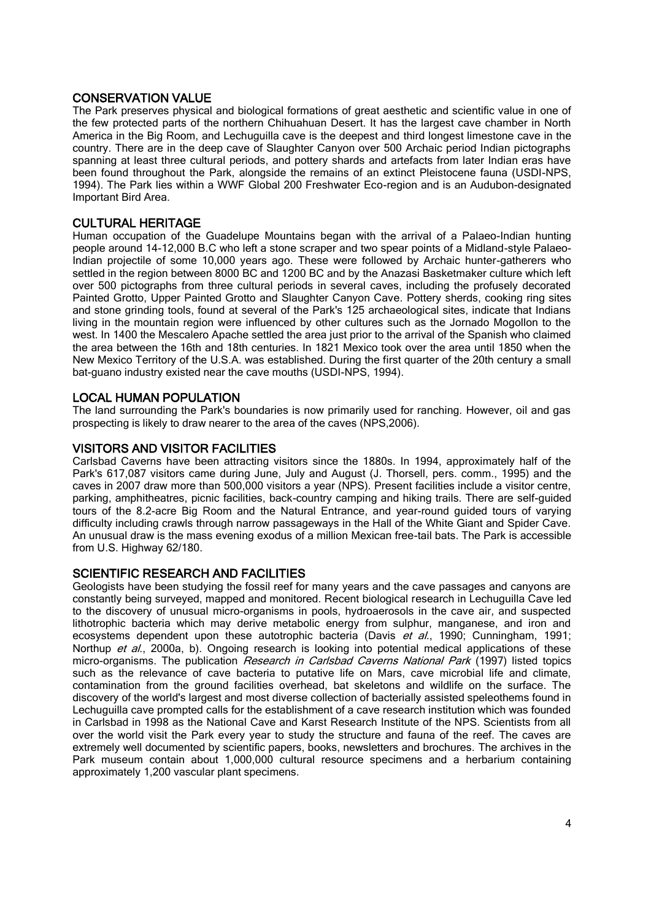## CONSERVATION VALUE

The Park preserves physical and biological formations of great aesthetic and scientific value in one of the few protected parts of the northern Chihuahuan Desert. It has the largest cave chamber in North America in the Big Room, and Lechuguilla cave is the deepest and third longest limestone cave in the country. There are in the deep cave of Slaughter Canyon over 500 Archaic period Indian pictographs spanning at least three cultural periods, and pottery shards and artefacts from later Indian eras have been found throughout the Park, alongside the remains of an extinct Pleistocene fauna (USDI-NPS, 1994). The Park lies within a WWF Global 200 Freshwater Eco-region and is an Audubon-designated Important Bird Area.

## CULTURAL HERITAGE

Human occupation of the Guadelupe Mountains began with the arrival of a Palaeo-Indian hunting people around 14-12,000 B.C who left a stone scraper and two spear points of a Midland-style Palaeo-Indian projectile of some 10,000 years ago. These were followed by Archaic hunter-gatherers who settled in the region between 8000 BC and 1200 BC and by the Anazasi Basketmaker culture which left over 500 pictographs from three cultural periods in several caves, including the profusely decorated Painted Grotto, Upper Painted Grotto and Slaughter Canyon Cave. Pottery sherds, cooking ring sites and stone grinding tools, found at several of the Park's 125 archaeological sites, indicate that Indians living in the mountain region were influenced by other cultures such as the Jornado Mogollon to the west. In 1400 the Mescalero Apache settled the area just prior to the arrival of the Spanish who claimed the area between the 16th and 18th centuries. In 1821 Mexico took over the area until 1850 when the New Mexico Territory of the U.S.A. was established. During the first quarter of the 20th century a small bat-guano industry existed near the cave mouths (USDI-NPS, 1994).

## LOCAL HUMAN POPULATION

The land surrounding the Park's boundaries is now primarily used for ranching. However, oil and gas prospecting is likely to draw nearer to the area of the caves (NPS,2006).

## VISITORS AND VISITOR FACILITIES

Carlsbad Caverns have been attracting visitors since the 1880s. In 1994, approximately half of the Park's 617,087 visitors came during June, July and August (J. Thorsell, pers. comm., 1995) and the caves in 2007 draw more than 500,000 visitors a year (NPS). Present facilities include a visitor centre, parking, amphitheatres, picnic facilities, back-country camping and hiking trails. There are self-guided tours of the 8.2-acre Big Room and the Natural Entrance, and year-round guided tours of varying difficulty including crawls through narrow passageways in the Hall of the White Giant and Spider Cave. An unusual draw is the mass evening exodus of a million Mexican free-tail bats. The Park is accessible from U.S. Highway 62/180.

## SCIENTIFIC RESEARCH AND FACILITIES

Geologists have been studying the fossil reef for many years and the cave passages and canyons are constantly being surveyed, mapped and monitored. Recent biological research in Lechuguilla Cave led to the discovery of unusual micro-organisms in pools, hydroaerosols in the cave air, and suspected lithotrophic bacteria which may derive metabolic energy from sulphur, manganese, and iron and ecosystems dependent upon these autotrophic bacteria (Davis *et al.*, 1990; Cunningham, 1991; Northup *et al.*, 2000a, b). Ongoing research is looking into potential medical applications of these micro-organisms. The publication *Research in Carlsbad Caverns National Park* (1997) listed topics such as the relevance of cave bacteria to putative life on Mars, cave microbial life and climate, contamination from the ground facilities overhead, bat skeletons and wildlife on the surface. The discovery of the world's largest and most diverse collection of bacterially assisted speleothems found in Lechuguilla cave prompted calls for the establishment of a cave research institution which was founded in Carlsbad in 1998 as the National Cave and Karst Research Institute of the NPS. Scientists from all over the world visit the Park every year to study the structure and fauna of the reef. The caves are extremely well documented by scientific papers, books, newsletters and brochures. The archives in the Park museum contain about 1,000,000 cultural resource specimens and a herbarium containing approximately 1,200 vascular plant specimens.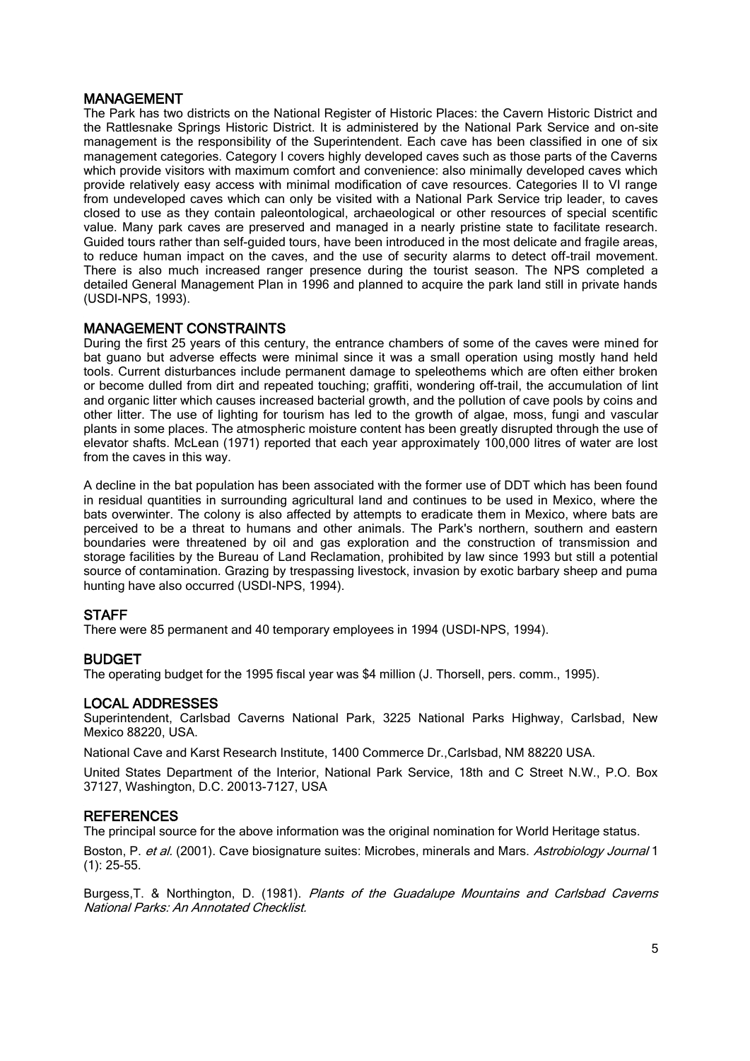## MANAGEMENT

The Park has two districts on the National Register of Historic Places: the Cavern Historic District and the Rattlesnake Springs Historic District. It is administered by the National Park Service and on-site management is the responsibility of the Superintendent. Each cave has been classified in one of six management categories. Category I covers highly developed caves such as those parts of the Caverns which provide visitors with maximum comfort and convenience: also minimally developed caves which provide relatively easy access with minimal modification of cave resources. Categories II to VI range from undeveloped caves which can only be visited with a National Park Service trip leader, to caves closed to use as they contain paleontological, archaeological or other resources of special scentific value. Many park caves are preserved and managed in a nearly pristine state to facilitate research. Guided tours rather than self-guided tours, have been introduced in the most delicate and fragile areas, to reduce human impact on the caves, and the use of security alarms to detect off-trail movement. There is also much increased ranger presence during the tourist season. The NPS completed a detailed General Management Plan in 1996 and planned to acquire the park land still in private hands (USDI-NPS, 1993).

## MANAGEMENT CONSTRAINTS

During the first 25 years of this century, the entrance chambers of some of the caves were mined for bat guano but adverse effects were minimal since it was a small operation using mostly hand held tools. Current disturbances include permanent damage to speleothems which are often either broken or become dulled from dirt and repeated touching; graffiti, wondering off-trail, the accumulation of lint and organic litter which causes increased bacterial growth, and the pollution of cave pools by coins and other litter. The use of lighting for tourism has led to the growth of algae, moss, fungi and vascular plants in some places. The atmospheric moisture content has been greatly disrupted through the use of elevator shafts. McLean (1971) reported that each year approximately 100,000 litres of water are lost from the caves in this way.

A decline in the bat population has been associated with the former use of DDT which has been found in residual quantities in surrounding agricultural land and continues to be used in Mexico, where the bats overwinter. The colony is also affected by attempts to eradicate them in Mexico, where bats are perceived to be a threat to humans and other animals. The Park's northern, southern and eastern boundaries were threatened by oil and gas exploration and the construction of transmission and storage facilities by the Bureau of Land Reclamation, prohibited by law since 1993 but still a potential source of contamination. Grazing by trespassing livestock, invasion by exotic barbary sheep and puma hunting have also occurred (USDI-NPS, 1994).

## STAFF

There were 85 permanent and 40 temporary employees in 1994 (USDI-NPS, 1994).

## BUDGET

The operating budget for the 1995 fiscal year was $4 million (J. Thorsell, pers. comm., 1995).

## LOCAL ADDRESSES

Superintendent, Carlsbad Caverns National Park, 3225 National Parks Highway, Carlsbad, New Mexico 88220, USA.

National Cave and Karst Research Institute, 1400 Commerce Dr.,Carlsbad, NM 88220 USA.

United States Department of the Interior, National Park Service, 18th and C Street N.W., P.O. Box 37127, Washington, D.C. 20013-7127, USA

## REFERENCES

The principal source for the above information was the original nomination for World Heritage status.

Boston, P. *et al.* (2001). Cave biosignature suites: Microbes, minerals and Mars. *Astrobiology Journal* 1 (1): 25-55.

Burgess,T. & Northington, D. (1981). *Plants of the Guadalupe Mountains and Carlsbad Caverns National Parks: An Annotated Checklist.*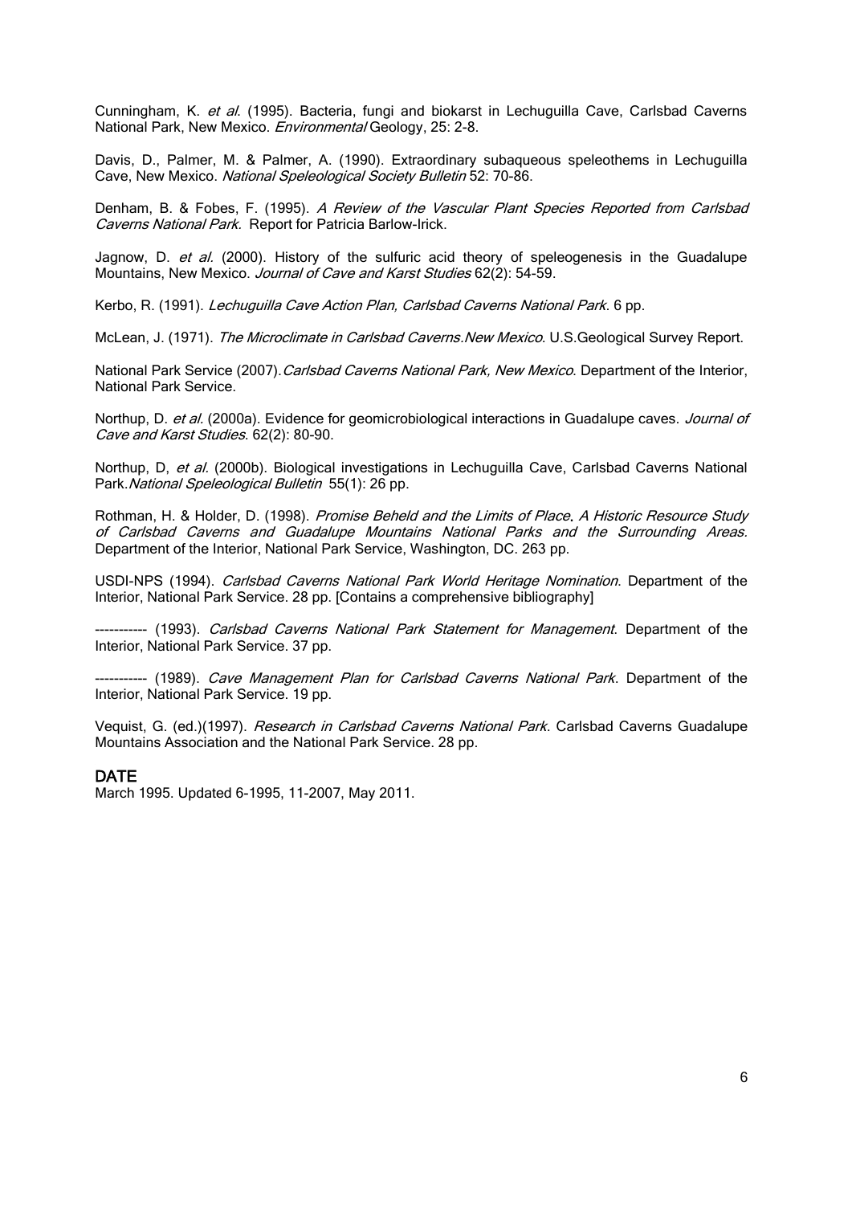Cunningham, K. *et al.* (1995). Bacteria, fungi and biokarst in Lechuguilla Cave, Carlsbad Caverns National Park, New Mexico. *Environmental* Geology, 25: 2-8.

Davis, D., Palmer, M. & Palmer, A. (1990). Extraordinary subaqueous speleothems in Lechuguilla Cave, New Mexico. *National Speleological Society Bulletin* 52: 70-86.

Denham, B. & Fobes, F. (1995). *A Review of the Vascular Plant Species Reported from Carlsbad Caverns National Park.* Report for Patricia Barlow-Irick.

Jagnow, D. *et al.* (2000). History of the sulfuric acid theory of speleogenesis in the Guadalupe Mountains, New Mexico. *Journal of Cave and Karst Studies* 62(2): 54-59.

Kerbo, R. (1991). *Lechuguilla Cave Action Plan, Carlsbad Caverns National Park*. 6 pp.

McLean, J. (1971). *The Microclimate in Carlsbad Caverns.New Mexico*. U.S.Geological Survey Report.

National Park Service (2007).*Carlsbad Caverns National Park, New Mexico*. Department of the Interior, National Park Service.

Northup, D. *et al.* (2000a). Evidence for geomicrobiological interactions in Guadalupe caves. *Journal of Cave and Karst Studies*. 62(2): 80-90.

Northup, D, *et al.* (2000b). Biological investigations in Lechuguilla Cave, Carlsbad Caverns National Park.*National Speleological Bulletin* 55(1): 26 pp.

Rothman, H. & Holder, D. (1998). *Promise Beheld and the Limits of Place. A Historic Resource Study of Carlsbad Caverns and Guadalupe Mountains National Parks and the Surrounding Areas*. Department of the Interior, National Park Service, Washington, DC. 263 pp.

USDI-NPS (1994). *Carlsbad Caverns National Park World Heritage Nomination*. Department of the Interior, National Park Service. 28 pp. [Contains a comprehensive bibliography]

----------- (1993). *Carlsbad Caverns National Park Statement for Management*. Department of the Interior, National Park Service. 37 pp.

----------- (1989). *Cave Management Plan for Carlsbad Caverns National Park*. Department of the Interior, National Park Service. 19 pp.

Vequist, G. (ed.)(1997). *Research in Carlsbad Caverns National Park*. Carlsbad Caverns Guadalupe Mountains Association and the National Park Service. 28 pp.

## DATE

March 1995. Updated 6-1995, 11-2007, May 2011.